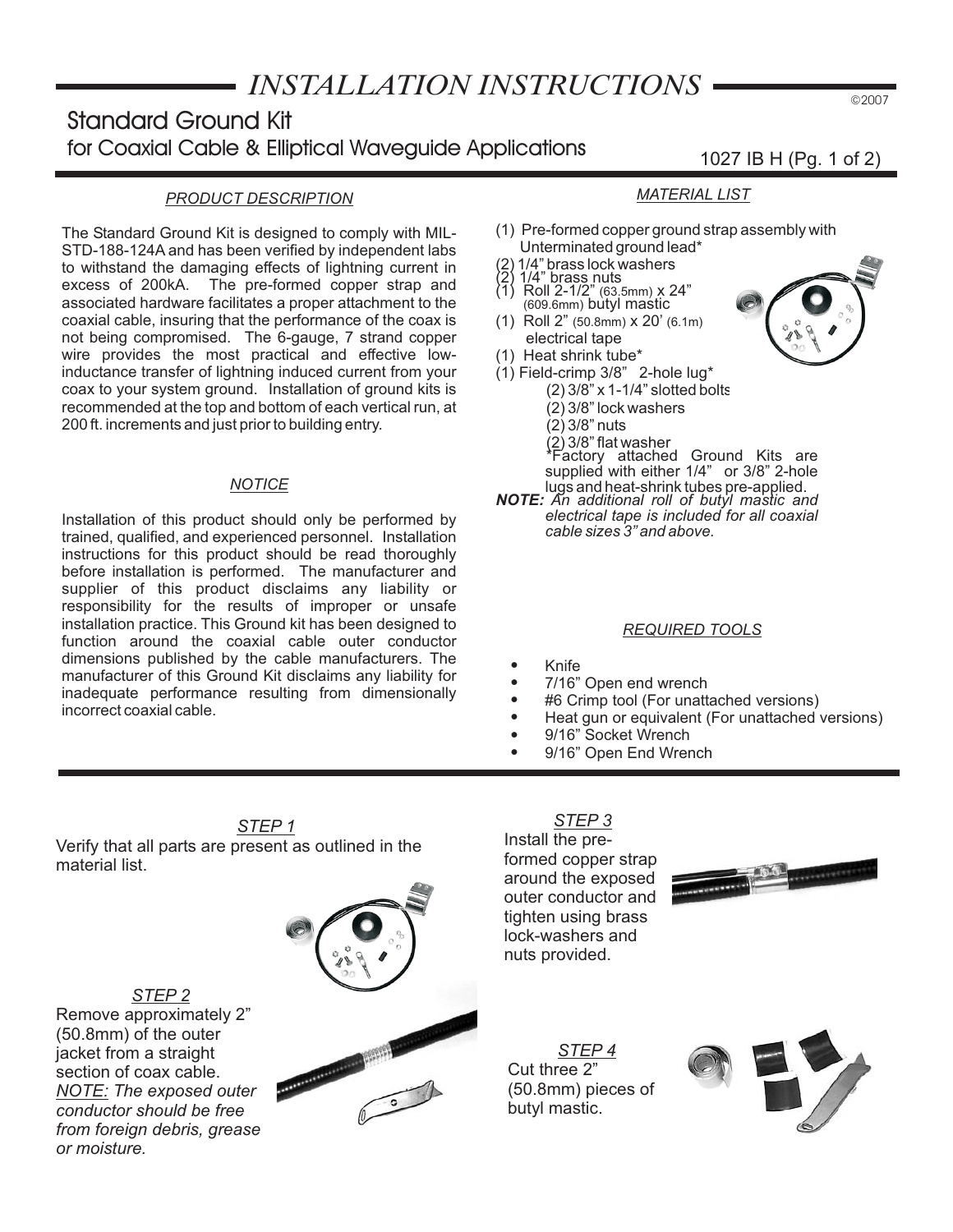# INSTALLATION INSTRUCTIONS

©2007

## Standard Ground Kit

### for Coaxial Cable & Elliptical Waveguide Applications

1027 IB H

### *PRODUCT DESCRIPTION*

The Standard Ground Kit is designed to comply with MIL-STD-188-124A and has been verified by independent labs to withstand the damaging effects of lightning current in excess of 200kA. The pre-formed copper strap and associated hardware facilitates a proper attachment to the coaxial cable, insuring that the performance of the coax is not being compromised. The 6-gauge, 7 strand copper wire provides the most practical and effective low-inductance transfer of lightning induced current from your coax to your system ground. Installation of ground kits is recommended at the top and bottom of each vertical run, at 200 ft. increments and just prior to building entry.

### *NOTICE*

Installation of this product should only be performed by trained, qualified, and experienced personnel. Installation instructions for this product should be read thoroughly before installation is performed. The manufacturer and supplier of this product disclaims any liability or responsibility for the results of improper or unsafe installation practice. This Ground kit has been designed to function around the coaxial cable outer conductor dimensions published by the cable manufacturers. The manufacturer of this Ground Kit disclaims any liability for inadequate performance resulting from dimensionally incorrect coaxial cable.

### *MATERIAL LIST*

- (1) Pre-formed copper ground strap assembly with Unterminated ground lead*
- (2) 1/4" brass lock washers
- (2) 1/4" brass nuts
- (1) Roll 2-1/2" (63.5mm) x 24" (609.6mm) butyl mastic
- (1) Roll 2" (50.8mm) x 20' (6.1m) electrical tape
- (1) Heat shrink tube*
- (1) Field-crimp 3/8" 2-hole lug*
  - (2) 3/8" x 1-1/4" slotted bolts
  - (2) 3/8" lock washers
  - (2) 3/8" nuts
  - (2) 3/8" flat washer

*Factory attached Ground Kits are supplied with either 1/4" or 3/8" 2-hole lugs and heat-shrink tubes pre-applied.

***NOTE:*** *An additional roll of butyl mastic and electrical tape is included for all coaxial cable sizes 3" and above.*

### *REQUIRED TOOLS*

- Knife
- 7/16" Open end wrench
- #6 Crimp tool (For unattached versions)
- Heat gun or equivalent (For unattached versions)
- 9/16" Socket Wrench
- 9/16" Open End Wrench

### *STEP 1*

Verify that all parts are present as outlined in the material list.

### *STEP 2*

Remove approximately 2" (50.8mm) of the outer jacket from a straight section of coax cable. *NOTE: The exposed outer conductor should be free from foreign debris, grease or moisture.*

### *STEP 3*

Install the pre-formed copper strap around the exposed outer conductor and tighten using brass lock-washers and nuts provided.

### *STEP 4*

Cut three 2" (50.8mm) pieces of butyl mastic.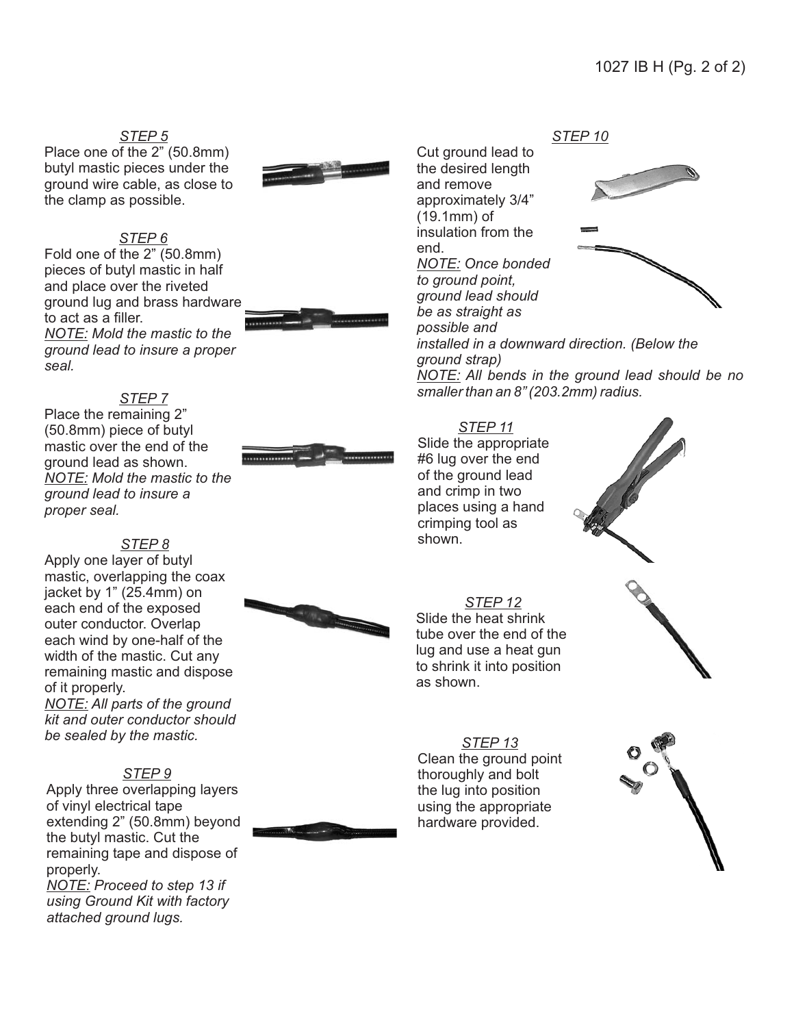*STEP 5*

Place one of the 2" (50.8mm) butyl mastic pieces under the ground wire cable, as close to the clamp as possible.

*STEP 6*

Fold one of the 2" (50.8mm) pieces of butyl mastic in half and place over the riveted ground lug and brass hardware to act as a filler.

*NOTE: Mold the mastic to the ground lead to insure a proper seal.*

*STEP 7*

Place the remaining 2" (50.8mm) piece of butyl mastic over the end of the ground lead as shown.

*NOTE: Mold the mastic to the ground lead to insure a proper seal.*

*STEP 8*

Apply one layer of butyl mastic, overlapping the coax jacket by 1" (25.4mm) on each end of the exposed outer conductor. Overlap each wind by one-half of the width of the mastic. Cut any remaining mastic and dispose of it properly.

*NOTE: All parts of the ground kit and outer conductor should be sealed by the mastic.*

*STEP 9*

Apply three overlapping layers of vinyl electrical tape extending 2" (50.8mm) beyond the butyl mastic. Cut the remaining tape and dispose of properly.

*NOTE: Proceed to step 13 if using Ground Kit with factory attached ground lugs.*

*STEP 10*

Cut ground lead to the desired length and remove approximately 3/4" (19.1mm) of insulation from the end.

*NOTE: Once bonded to ground point, ground lead should be as straight as possible and installed in a downward direction. (Below the ground strap)*

*NOTE: All bends in the ground lead should be no smaller than an 8" (203.2mm) radius.*

*STEP 11*

Slide the appropriate #6 lug over the end of the ground lead and crimp in two places using a hand crimping tool as shown.

*STEP 12*

Slide the heat shrink tube over the end of the lug and use a heat gun to shrink it into position as shown.

*STEP 13*

Clean the ground point thoroughly and bolt the lug into position using the appropriate hardware provided.